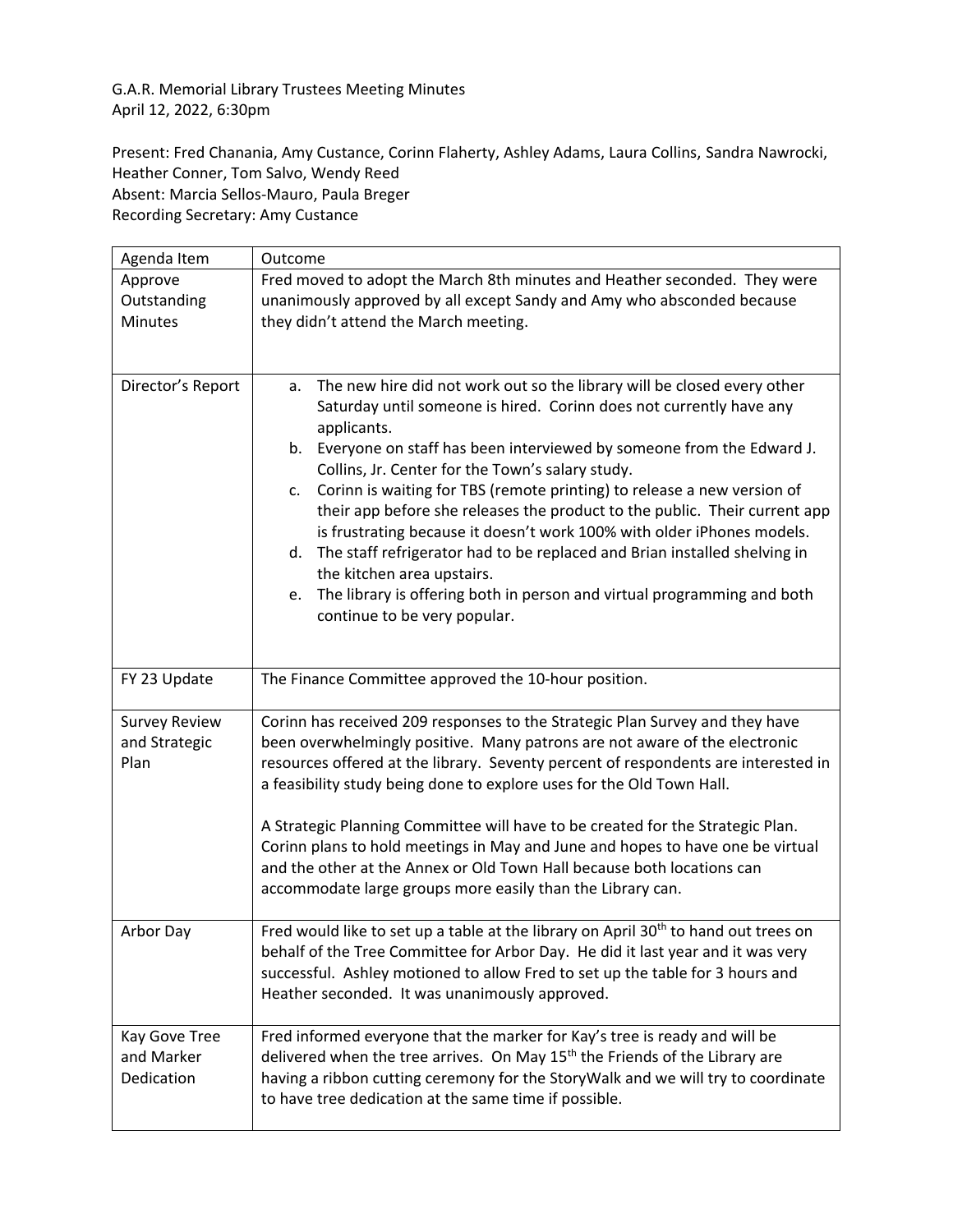G.A.R. Memorial Library Trustees Meeting Minutes
April 12, 2022, 6:30pm

Present: Fred Chanania, Amy Custance, Corinn Flaherty, Ashley Adams, Laura Collins, Sandra Nawrocki, Heather Conner, Tom Salvo, Wendy Reed
Absent: Marcia Sellos-Mauro, Paula Breger
Recording Secretary: Amy Custance

| Agenda Item | Outcome |
|---|---|
| Approve Outstanding Minutes | Fred moved to adopt the March 8th minutes and Heather seconded. They were unanimously approved by all except Sandy and Amy who absconded because they didn't attend the March meeting. |
| Director's Report | a. The new hire did not work out so the library will be closed every other Saturday until someone is hired. Corinn does not currently have any applicants.<br>b. Everyone on staff has been interviewed by someone from the Edward J. Collins, Jr. Center for the Town's salary study.<br>c. Corinn is waiting for TBS (remote printing) to release a new version of their app before she releases the product to the public. Their current app is frustrating because it doesn't work 100% with older iPhones models.<br>d. The staff refrigerator had to be replaced and Brian installed shelving in the kitchen area upstairs.<br>e. The library is offering both in person and virtual programming and both continue to be very popular. |
| FY 23 Update | The Finance Committee approved the 10-hour position. |
| Survey Review and Strategic Plan | Corinn has received 209 responses to the Strategic Plan Survey and they have been overwhelmingly positive. Many patrons are not aware of the electronic resources offered at the library. Seventy percent of respondents are interested in a feasibility study being done to explore uses for the Old Town Hall.<br><br>A Strategic Planning Committee will have to be created for the Strategic Plan. Corinn plans to hold meetings in May and June and hopes to have one be virtual and the other at the Annex or Old Town Hall because both locations can accommodate large groups more easily than the Library can. |
| Arbor Day | Fred would like to set up a table at the library on April 30th to hand out trees on behalf of the Tree Committee for Arbor Day. He did it last year and it was very successful. Ashley motioned to allow Fred to set up the table for 3 hours and Heather seconded. It was unanimously approved. |
| Kay Gove Tree and Marker Dedication | Fred informed everyone that the marker for Kay's tree is ready and will be delivered when the tree arrives. On May 15th the Friends of the Library are having a ribbon cutting ceremony for the StoryWalk and we will try to coordinate to have tree dedication at the same time if possible. |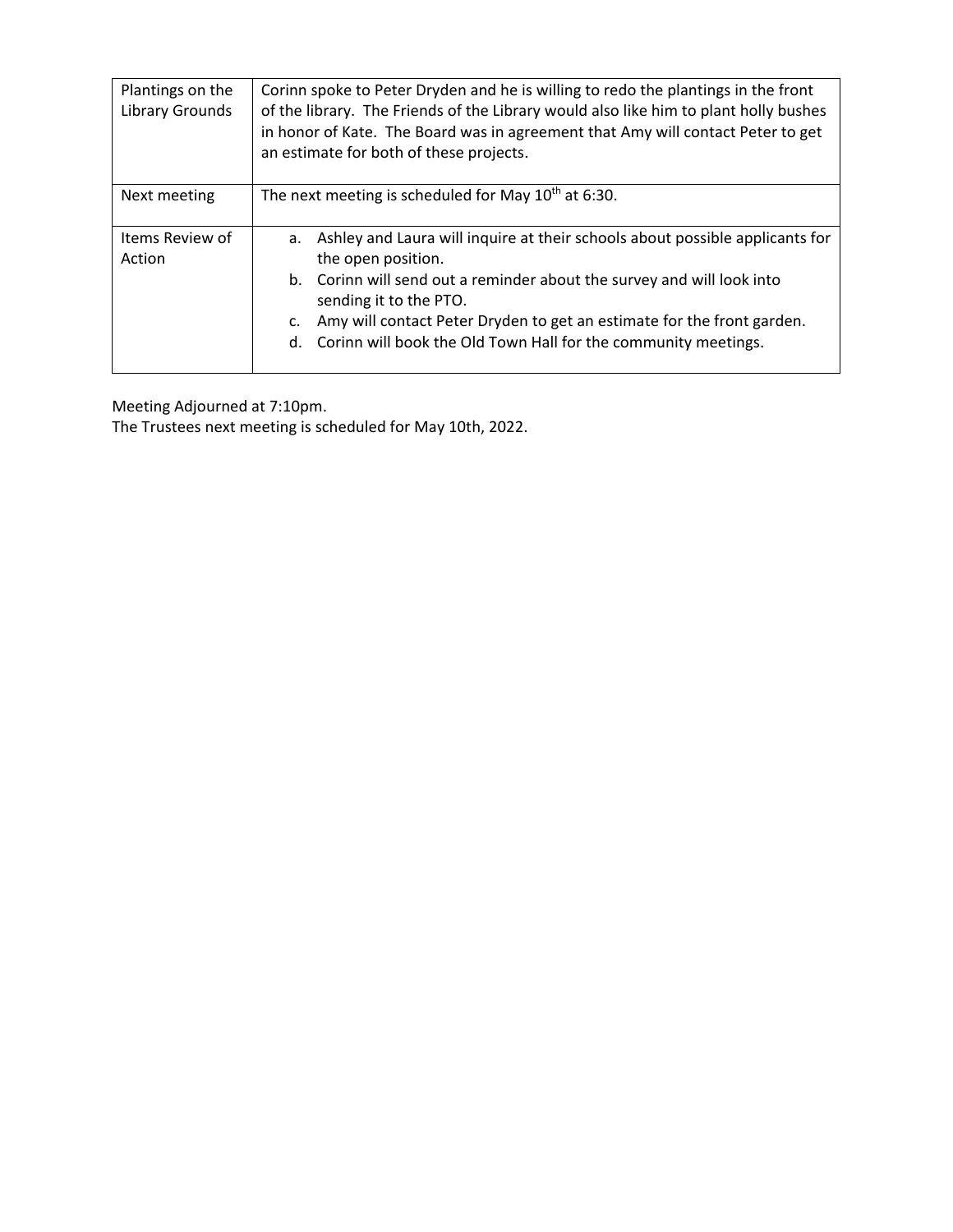| | |
|---|---|
| Plantings on the Library Grounds | Corinn spoke to Peter Dryden and he is willing to redo the plantings in the front of the library. The Friends of the Library would also like him to plant holly bushes in honor of Kate. The Board was in agreement that Amy will contact Peter to get an estimate for both of these projects. |
| Next meeting | The next meeting is scheduled for May 10th at 6:30. |
| Items Review of Action | a. Ashley and Laura will inquire at their schools about possible applicants for the open position.<br>b. Corinn will send out a reminder about the survey and will look into sending it to the PTO.<br>c. Amy will contact Peter Dryden to get an estimate for the front garden.<br>d. Corinn will book the Old Town Hall for the community meetings. |

Meeting Adjourned at 7:10pm.
The Trustees next meeting is scheduled for May 10th, 2022.